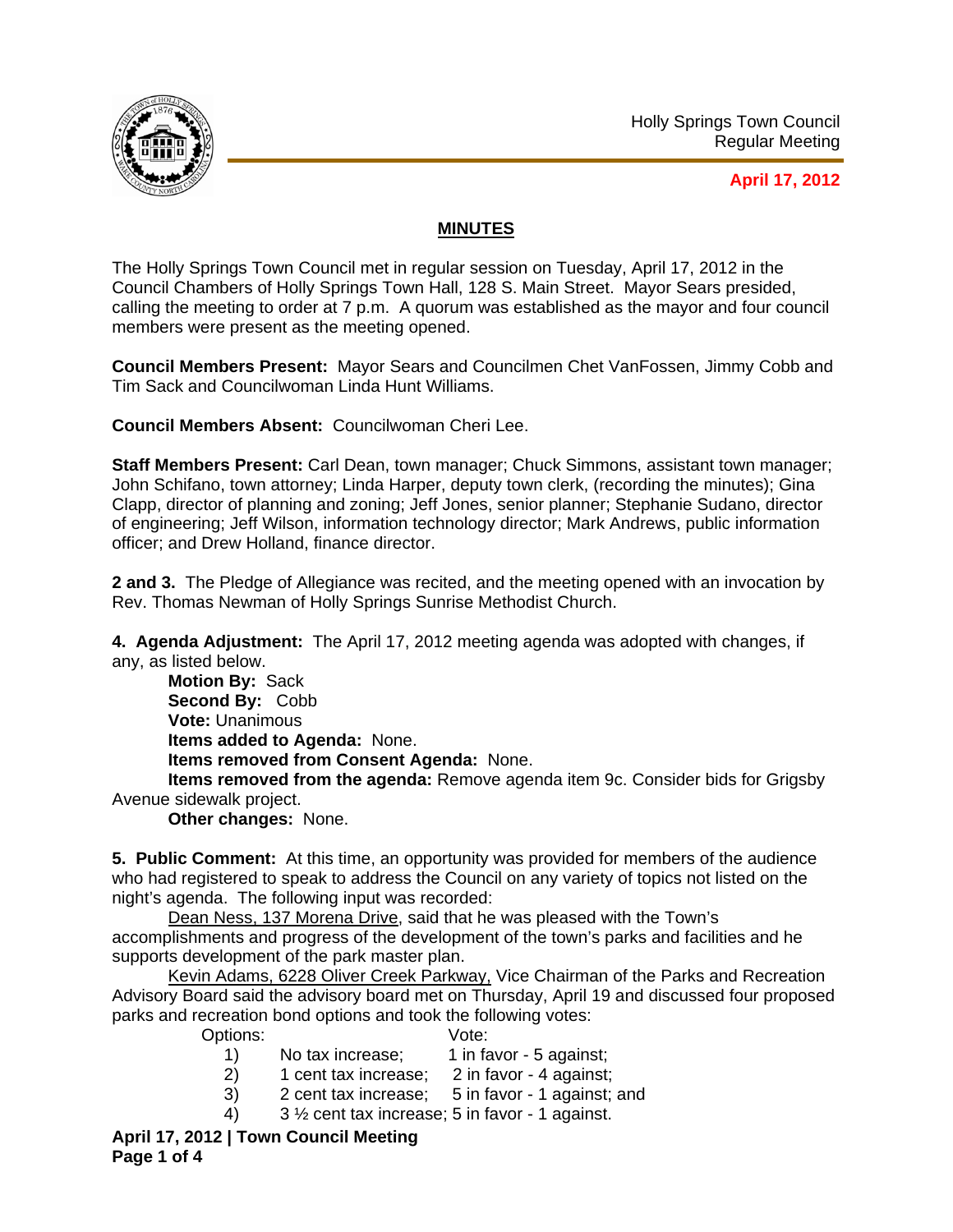Holly Springs Town Council
Regular Meeting

**April 17, 2012**

## MINUTES

The Holly Springs Town Council met in regular session on Tuesday, April 17, 2012 in the Council Chambers of Holly Springs Town Hall, 128 S. Main Street. Mayor Sears presided, calling the meeting to order at 7 p.m. A quorum was established as the mayor and four council members were present as the meeting opened.

**Council Members Present:** Mayor Sears and Councilmen Chet VanFossen, Jimmy Cobb and Tim Sack and Councilwoman Linda Hunt Williams.

**Council Members Absent:** Councilwoman Cheri Lee.

**Staff Members Present:** Carl Dean, town manager; Chuck Simmons, assistant town manager; John Schifano, town attorney; Linda Harper, deputy town clerk, (recording the minutes); Gina Clapp, director of planning and zoning; Jeff Jones, senior planner; Stephanie Sudano, director of engineering; Jeff Wilson, information technology director; Mark Andrews, public information officer; and Drew Holland, finance director.

**2 and 3.** The Pledge of Allegiance was recited, and the meeting opened with an invocation by Rev. Thomas Newman of Holly Springs Sunrise Methodist Church.

**4. Agenda Adjustment:** The April 17, 2012 meeting agenda was adopted with changes, if any, as listed below.

**Motion By:** Sack
**Second By:** Cobb
**Vote:** Unanimous
**Items added to Agenda:** None.
**Items removed from Consent Agenda:** None.
**Items removed from the agenda:** Remove agenda item 9c. Consider bids for Grigsby Avenue sidewalk project.
**Other changes:** None.

**5. Public Comment:** At this time, an opportunity was provided for members of the audience who had registered to speak to address the Council on any variety of topics not listed on the night's agenda. The following input was recorded:

Dean Ness, 137 Morena Drive, said that he was pleased with the Town's accomplishments and progress of the development of the town's parks and facilities and he supports development of the park master plan.

Kevin Adams, 6228 Oliver Creek Parkway, Vice Chairman of the Parks and Recreation Advisory Board said the advisory board met on Thursday, April 19 and discussed four proposed parks and recreation bond options and took the following votes:

| | Options: | Vote: |
|---|---|---|
| 1) | No tax increase; | 1 in favor - 5 against; |
| 2) | 1 cent tax increase; | 2 in favor - 4 against; |
| 3) | 2 cent tax increase; | 5 in favor - 1 against; and |
| 4) | 3 ½ cent tax increase; | 5 in favor - 1 against. |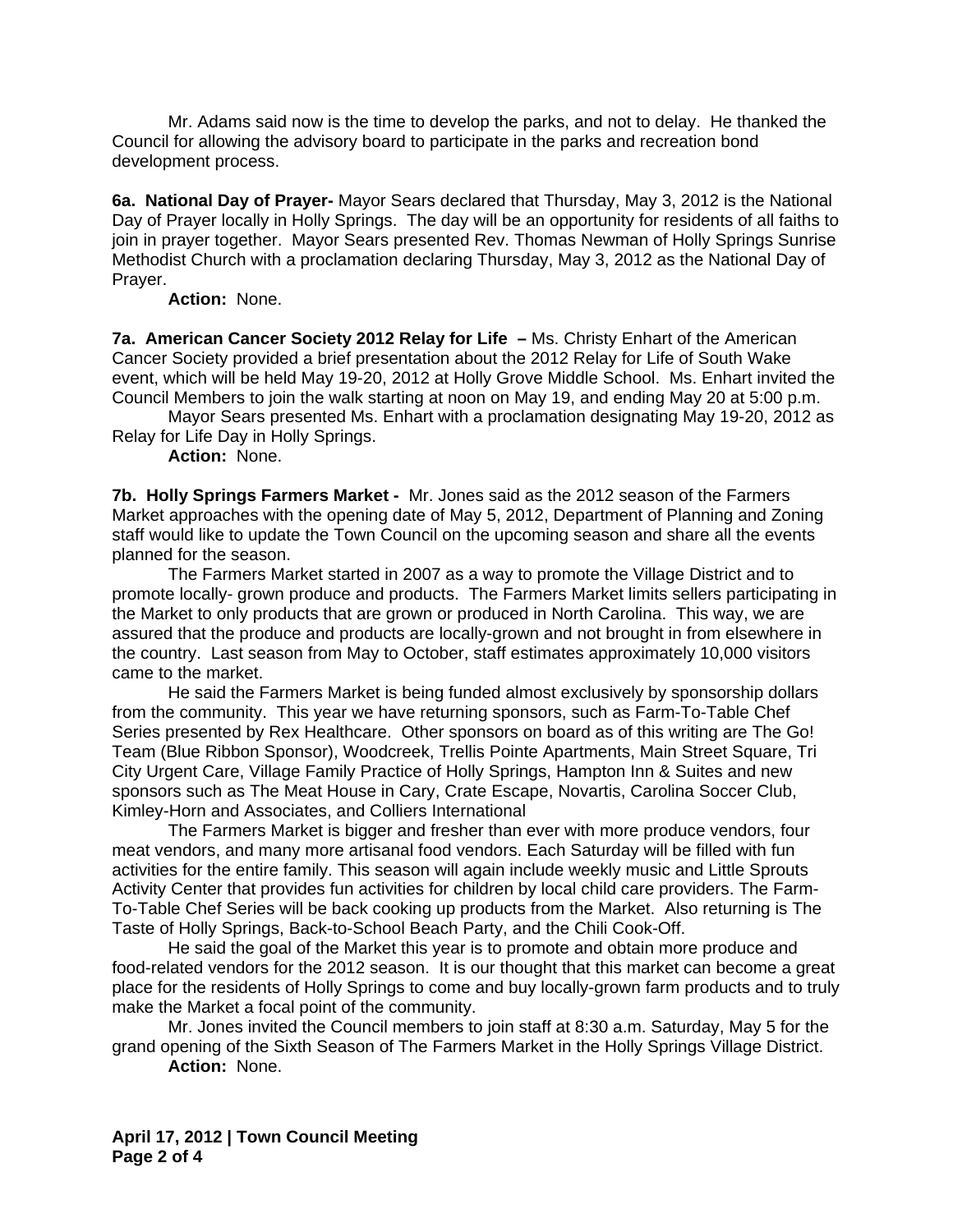Mr. Adams said now is the time to develop the parks, and not to delay. He thanked the Council for allowing the advisory board to participate in the parks and recreation bond development process.

**6a. National Day of Prayer-** Mayor Sears declared that Thursday, May 3, 2012 is the National Day of Prayer locally in Holly Springs. The day will be an opportunity for residents of all faiths to join in prayer together. Mayor Sears presented Rev. Thomas Newman of Holly Springs Sunrise Methodist Church with a proclamation declaring Thursday, May 3, 2012 as the National Day of Prayer.

**Action:** None.

**7a. American Cancer Society 2012 Relay for Life –** Ms. Christy Enhart of the American Cancer Society provided a brief presentation about the 2012 Relay for Life of South Wake event, which will be held May 19-20, 2012 at Holly Grove Middle School. Ms. Enhart invited the Council Members to join the walk starting at noon on May 19, and ending May 20 at 5:00 p.m.

Mayor Sears presented Ms. Enhart with a proclamation designating May 19-20, 2012 as Relay for Life Day in Holly Springs.

**Action:** None.

**7b. Holly Springs Farmers Market -** Mr. Jones said as the 2012 season of the Farmers Market approaches with the opening date of May 5, 2012, Department of Planning and Zoning staff would like to update the Town Council on the upcoming season and share all the events planned for the season.

The Farmers Market started in 2007 as a way to promote the Village District and to promote locally- grown produce and products. The Farmers Market limits sellers participating in the Market to only products that are grown or produced in North Carolina. This way, we are assured that the produce and products are locally-grown and not brought in from elsewhere in the country. Last season from May to October, staff estimates approximately 10,000 visitors came to the market.

He said the Farmers Market is being funded almost exclusively by sponsorship dollars from the community. This year we have returning sponsors, such as Farm-To-Table Chef Series presented by Rex Healthcare. Other sponsors on board as of this writing are The Go! Team (Blue Ribbon Sponsor), Woodcreek, Trellis Pointe Apartments, Main Street Square, Tri City Urgent Care, Village Family Practice of Holly Springs, Hampton Inn & Suites and new sponsors such as The Meat House in Cary, Crate Escape, Novartis, Carolina Soccer Club, Kimley-Horn and Associates, and Colliers International

The Farmers Market is bigger and fresher than ever with more produce vendors, four meat vendors, and many more artisanal food vendors. Each Saturday will be filled with fun activities for the entire family. This season will again include weekly music and Little Sprouts Activity Center that provides fun activities for children by local child care providers. The Farm-To-Table Chef Series will be back cooking up products from the Market. Also returning is The Taste of Holly Springs, Back-to-School Beach Party, and the Chili Cook-Off.

He said the goal of the Market this year is to promote and obtain more produce and food-related vendors for the 2012 season. It is our thought that this market can become a great place for the residents of Holly Springs to come and buy locally-grown farm products and to truly make the Market a focal point of the community.

Mr. Jones invited the Council members to join staff at 8:30 a.m. Saturday, May 5 for the grand opening of the Sixth Season of The Farmers Market in the Holly Springs Village District.

**Action:** None.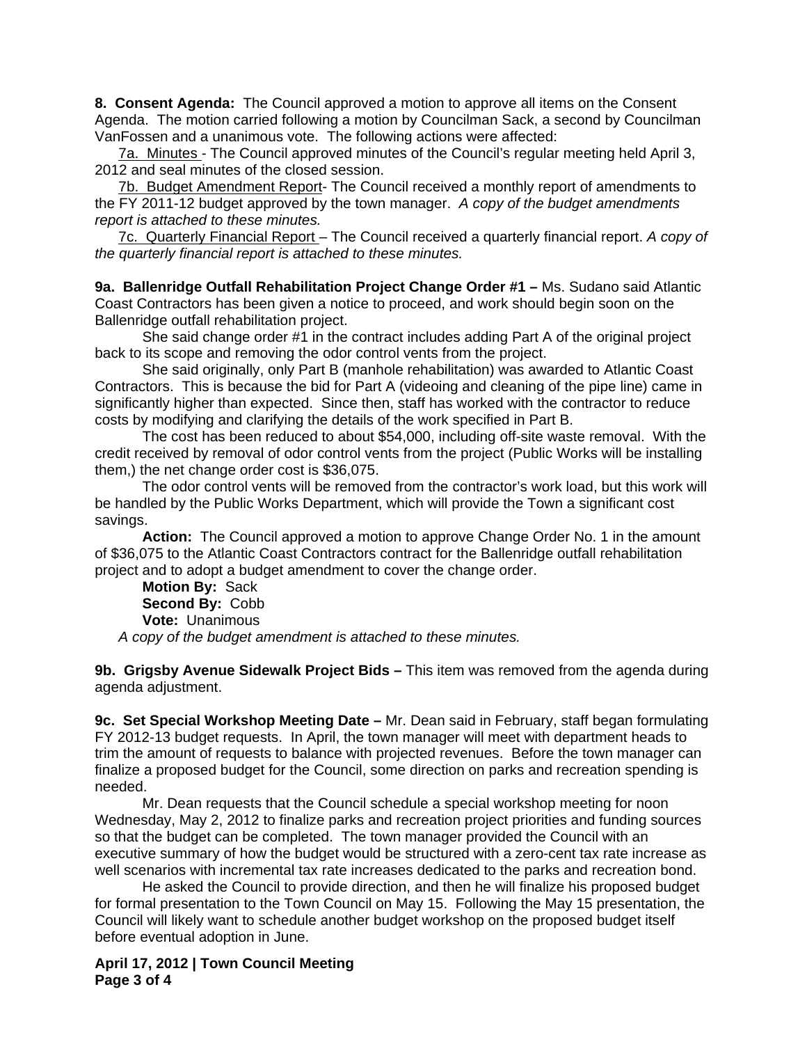**8. Consent Agenda:** The Council approved a motion to approve all items on the Consent Agenda. The motion carried following a motion by Councilman Sack, a second by Councilman VanFossen and a unanimous vote. The following actions were affected:

7a. Minutes - The Council approved minutes of the Council's regular meeting held April 3, 2012 and seal minutes of the closed session.

7b. Budget Amendment Report- The Council received a monthly report of amendments to the FY 2011-12 budget approved by the town manager. *A copy of the budget amendments report is attached to these minutes.*

7c. Quarterly Financial Report – The Council received a quarterly financial report. *A copy of the quarterly financial report is attached to these minutes.*

**9a. Ballenridge Outfall Rehabilitation Project Change Order #1 –** Ms. Sudano said Atlantic Coast Contractors has been given a notice to proceed, and work should begin soon on the Ballenridge outfall rehabilitation project.

She said change order #1 in the contract includes adding Part A of the original project back to its scope and removing the odor control vents from the project.

She said originally, only Part B (manhole rehabilitation) was awarded to Atlantic Coast Contractors. This is because the bid for Part A (videoing and cleaning of the pipe line) came in significantly higher than expected. Since then, staff has worked with the contractor to reduce costs by modifying and clarifying the details of the work specified in Part B.

The cost has been reduced to about $54,000, including off-site waste removal. With the credit received by removal of odor control vents from the project (Public Works will be installing them,) the net change order cost is $36,075.

The odor control vents will be removed from the contractor's work load, but this work will be handled by the Public Works Department, which will provide the Town a significant cost savings.

**Action:** The Council approved a motion to approve Change Order No. 1 in the amount of $36,075 to the Atlantic Coast Contractors contract for the Ballenridge outfall rehabilitation project and to adopt a budget amendment to cover the change order.

**Motion By:** Sack
**Second By:** Cobb
**Vote:** Unanimous

*A copy of the budget amendment is attached to these minutes.*

**9b. Grigsby Avenue Sidewalk Project Bids –** This item was removed from the agenda during agenda adjustment.

**9c. Set Special Workshop Meeting Date –** Mr. Dean said in February, staff began formulating FY 2012-13 budget requests. In April, the town manager will meet with department heads to trim the amount of requests to balance with projected revenues. Before the town manager can finalize a proposed budget for the Council, some direction on parks and recreation spending is needed.

Mr. Dean requests that the Council schedule a special workshop meeting for noon Wednesday, May 2, 2012 to finalize parks and recreation project priorities and funding sources so that the budget can be completed. The town manager provided the Council with an executive summary of how the budget would be structured with a zero-cent tax rate increase as well scenarios with incremental tax rate increases dedicated to the parks and recreation bond.

He asked the Council to provide direction, and then he will finalize his proposed budget for formal presentation to the Town Council on May 15. Following the May 15 presentation, the Council will likely want to schedule another budget workshop on the proposed budget itself before eventual adoption in June.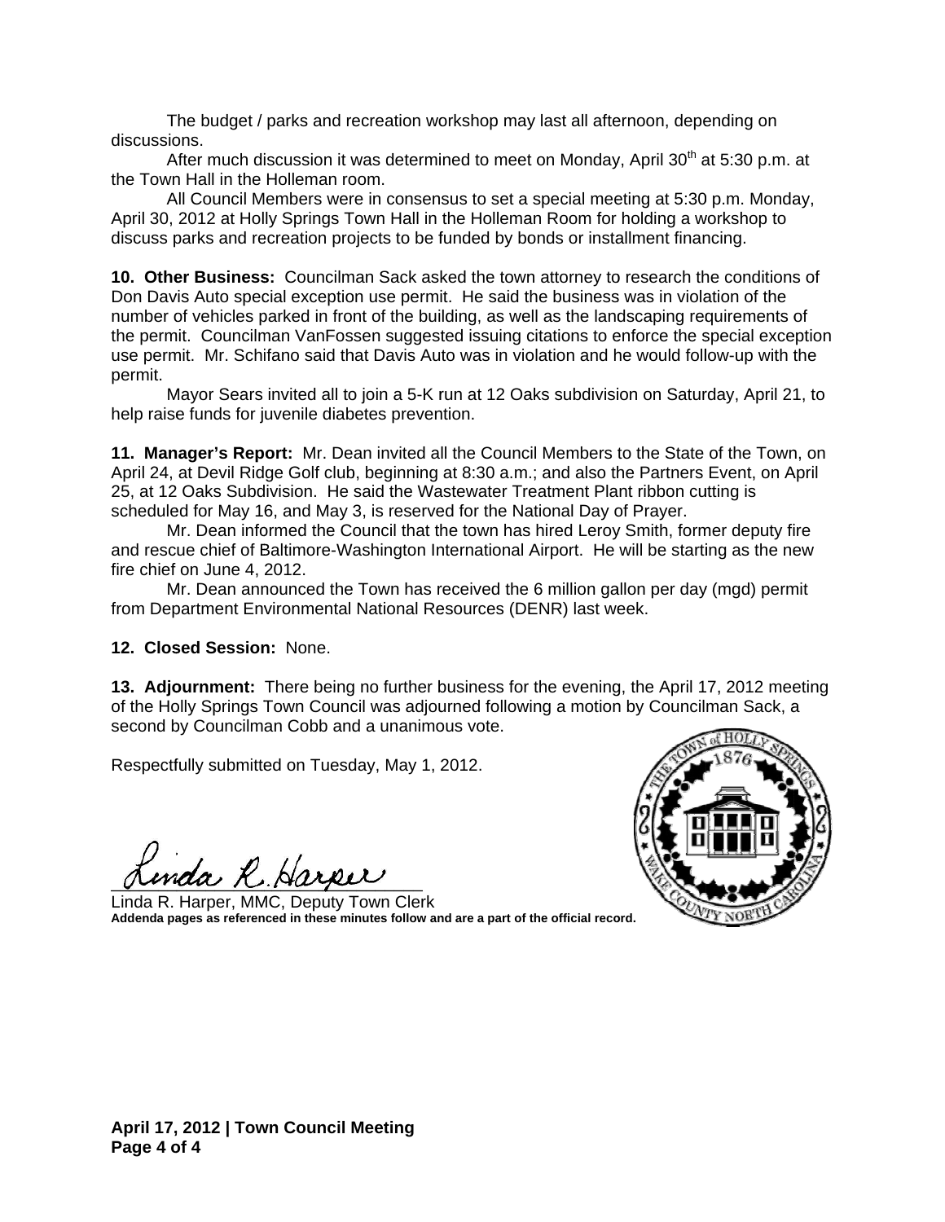The budget / parks and recreation workshop may last all afternoon, depending on discussions.

After much discussion it was determined to meet on Monday, April 30th at 5:30 p.m. at the Town Hall in the Holleman room.

All Council Members were in consensus to set a special meeting at 5:30 p.m. Monday, April 30, 2012 at Holly Springs Town Hall in the Holleman Room for holding a workshop to discuss parks and recreation projects to be funded by bonds or installment financing.

**10. Other Business:** Councilman Sack asked the town attorney to research the conditions of Don Davis Auto special exception use permit. He said the business was in violation of the number of vehicles parked in front of the building, as well as the landscaping requirements of the permit. Councilman VanFossen suggested issuing citations to enforce the special exception use permit. Mr. Schifano said that Davis Auto was in violation and he would follow-up with the permit.

Mayor Sears invited all to join a 5-K run at 12 Oaks subdivision on Saturday, April 21, to help raise funds for juvenile diabetes prevention.

**11. Manager's Report:** Mr. Dean invited all the Council Members to the State of the Town, on April 24, at Devil Ridge Golf club, beginning at 8:30 a.m.; and also the Partners Event, on April 25, at 12 Oaks Subdivision. He said the Wastewater Treatment Plant ribbon cutting is scheduled for May 16, and May 3, is reserved for the National Day of Prayer.

Mr. Dean informed the Council that the town has hired Leroy Smith, former deputy fire and rescue chief of Baltimore-Washington International Airport. He will be starting as the new fire chief on June 4, 2012.

Mr. Dean announced the Town has received the 6 million gallon per day (mgd) permit from Department Environmental National Resources (DENR) last week.

**12. Closed Session:** None.

**13. Adjournment:** There being no further business for the evening, the April 17, 2012 meeting of the Holly Springs Town Council was adjourned following a motion by Councilman Sack, a second by Councilman Cobb and a unanimous vote.

Respectfully submitted on Tuesday, May 1, 2012.

Linda R. Harper

Linda R. Harper, MMC, Deputy Town Clerk

**Addenda pages as referenced in these minutes follow and are a part of the official record.**

THE TOWN of HOLLY SPRINGS 1876 WAKE COUNTY NORTH CAROLINA